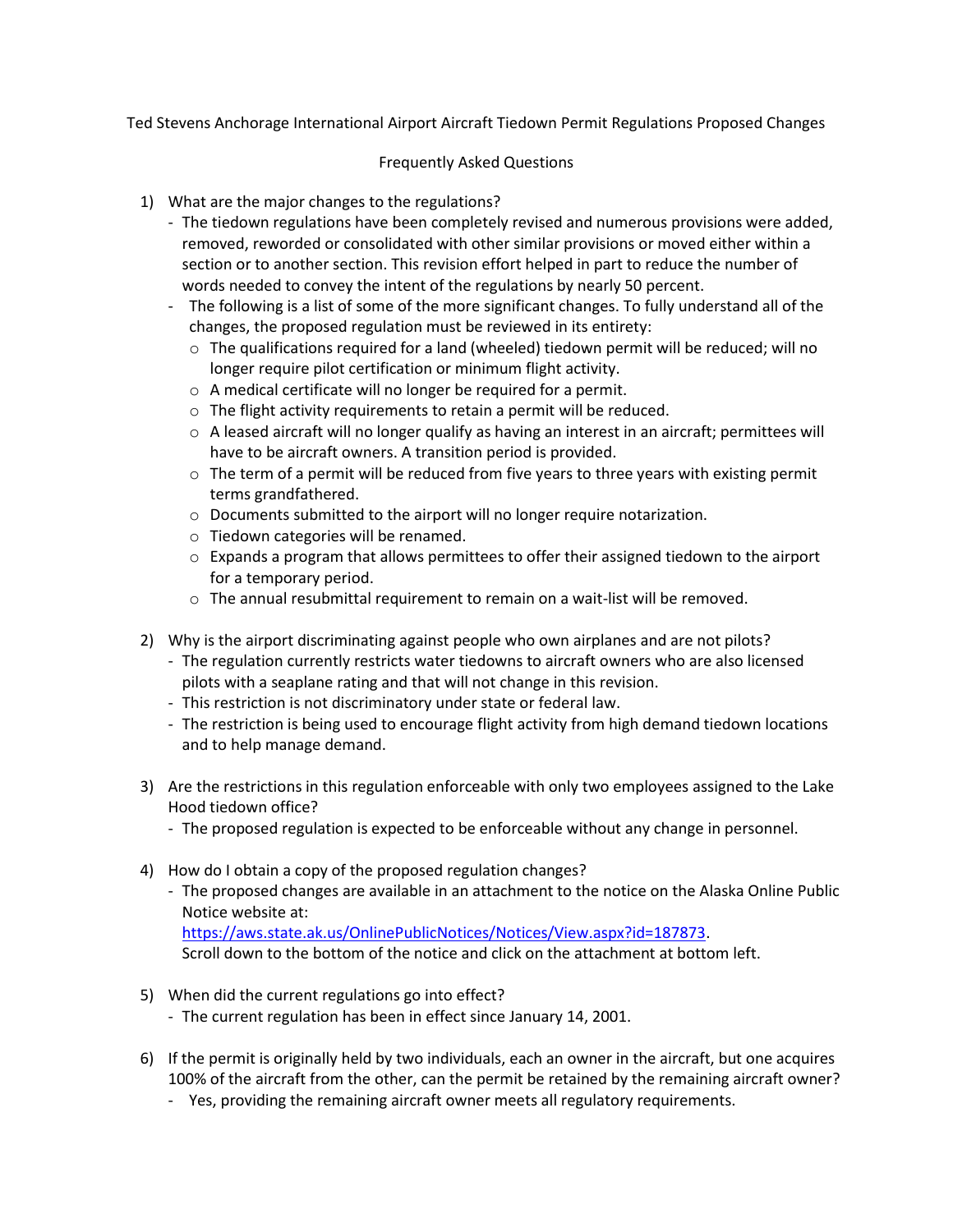Ted Stevens Anchorage International Airport Aircraft Tiedown Permit Regulations Proposed Changes

Frequently Asked Questions

1) What are the major changes to the regulations?
   - The tiedown regulations have been completely revised and numerous provisions were added, removed, reworded or consolidated with other similar provisions or moved either within a section or to another section. This revision effort helped in part to reduce the number of words needed to convey the intent of the regulations by nearly 50 percent.
   - The following is a list of some of the more significant changes. To fully understand all of the changes, the proposed regulation must be reviewed in its entirety:
     - The qualifications required for a land (wheeled) tiedown permit will be reduced; will no longer require pilot certification or minimum flight activity.
     - A medical certificate will no longer be required for a permit.
     - The flight activity requirements to retain a permit will be reduced.
     - A leased aircraft will no longer qualify as having an interest in an aircraft; permittees will have to be aircraft owners. A transition period is provided.
     - The term of a permit will be reduced from five years to three years with existing permit terms grandfathered.
     - Documents submitted to the airport will no longer require notarization.
     - Tiedown categories will be renamed.
     - Expands a program that allows permittees to offer their assigned tiedown to the airport for a temporary period.
     - The annual resubmittal requirement to remain on a wait-list will be removed.

2) Why is the airport discriminating against people who own airplanes and are not pilots?
   - The regulation currently restricts water tiedowns to aircraft owners who are also licensed pilots with a seaplane rating and that will not change in this revision.
   - This restriction is not discriminatory under state or federal law.
   - The restriction is being used to encourage flight activity from high demand tiedown locations and to help manage demand.

3) Are the restrictions in this regulation enforceable with only two employees assigned to the Lake Hood tiedown office?
   - The proposed regulation is expected to be enforceable without any change in personnel.

4) How do I obtain a copy of the proposed regulation changes?
   - The proposed changes are available in an attachment to the notice on the Alaska Online Public Notice website at: https://aws.state.ak.us/OnlinePublicNotices/Notices/View.aspx?id=187873. Scroll down to the bottom of the notice and click on the attachment at bottom left.

5) When did the current regulations go into effect?
   - The current regulation has been in effect since January 14, 2001.

6) If the permit is originally held by two individuals, each an owner in the aircraft, but one acquires 100% of the aircraft from the other, can the permit be retained by the remaining aircraft owner?
   - Yes, providing the remaining aircraft owner meets all regulatory requirements.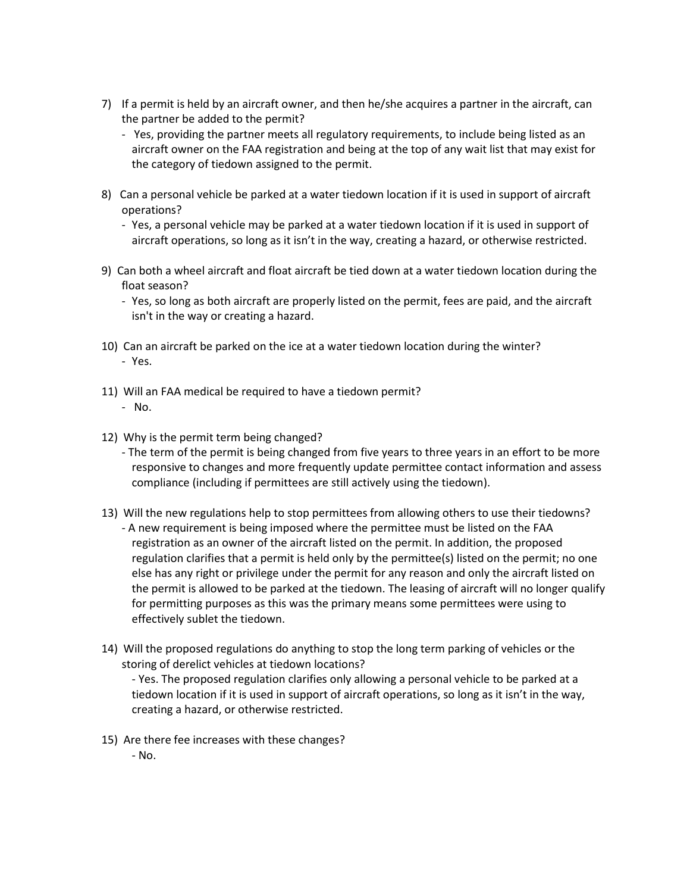7) If a permit is held by an aircraft owner, and then he/she acquires a partner in the aircraft, can the partner be added to the permit?
   - Yes, providing the partner meets all regulatory requirements, to include being listed as an aircraft owner on the FAA registration and being at the top of any wait list that may exist for the category of tiedown assigned to the permit.

8) Can a personal vehicle be parked at a water tiedown location if it is used in support of aircraft operations?
   - Yes, a personal vehicle may be parked at a water tiedown location if it is used in support of aircraft operations, so long as it isn't in the way, creating a hazard, or otherwise restricted.

9) Can both a wheel aircraft and float aircraft be tied down at a water tiedown location during the float season?
   - Yes, so long as both aircraft are properly listed on the permit, fees are paid, and the aircraft isn't in the way or creating a hazard.

10) Can an aircraft be parked on the ice at a water tiedown location during the winter?
    - Yes.

11) Will an FAA medical be required to have a tiedown permit?
    - No.

12) Why is the permit term being changed?
    - The term of the permit is being changed from five years to three years in an effort to be more responsive to changes and more frequently update permittee contact information and assess compliance (including if permittees are still actively using the tiedown).

13) Will the new regulations help to stop permittees from allowing others to use their tiedowns?
    - A new requirement is being imposed where the permittee must be listed on the FAA registration as an owner of the aircraft listed on the permit. In addition, the proposed regulation clarifies that a permit is held only by the permittee(s) listed on the permit; no one else has any right or privilege under the permit for any reason and only the aircraft listed on the permit is allowed to be parked at the tiedown. The leasing of aircraft will no longer qualify for permitting purposes as this was the primary means some permittees were using to effectively sublet the tiedown.

14) Will the proposed regulations do anything to stop the long term parking of vehicles or the storing of derelict vehicles at tiedown locations?
    - Yes. The proposed regulation clarifies only allowing a personal vehicle to be parked at a tiedown location if it is used in support of aircraft operations, so long as it isn't in the way, creating a hazard, or otherwise restricted.

15) Are there fee increases with these changes?
    - No.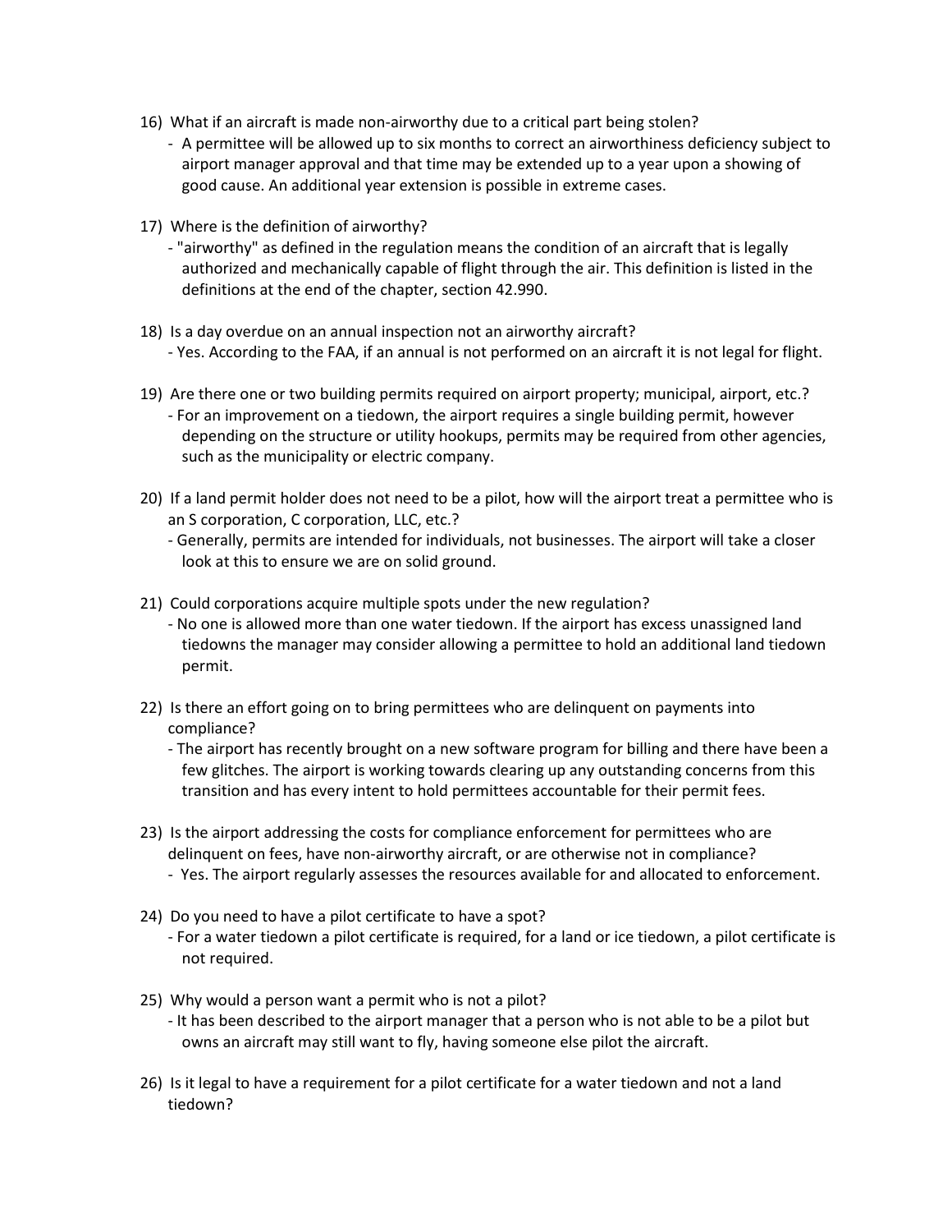16) What if an aircraft is made non-airworthy due to a critical part being stolen?
   - A permittee will be allowed up to six months to correct an airworthiness deficiency subject to airport manager approval and that time may be extended up to a year upon a showing of good cause. An additional year extension is possible in extreme cases.

17) Where is the definition of airworthy?
   - "airworthy" as defined in the regulation means the condition of an aircraft that is legally authorized and mechanically capable of flight through the air. This definition is listed in the definitions at the end of the chapter, section 42.990.

18) Is a day overdue on an annual inspection not an airworthy aircraft?
   - Yes. According to the FAA, if an annual is not performed on an aircraft it is not legal for flight.

19) Are there one or two building permits required on airport property; municipal, airport, etc.?
   - For an improvement on a tiedown, the airport requires a single building permit, however depending on the structure or utility hookups, permits may be required from other agencies, such as the municipality or electric company.

20) If a land permit holder does not need to be a pilot, how will the airport treat a permittee who is an S corporation, C corporation, LLC, etc.?
   - Generally, permits are intended for individuals, not businesses. The airport will take a closer look at this to ensure we are on solid ground.

21) Could corporations acquire multiple spots under the new regulation?
   - No one is allowed more than one water tiedown. If the airport has excess unassigned land tiedowns the manager may consider allowing a permittee to hold an additional land tiedown permit.

22) Is there an effort going on to bring permittees who are delinquent on payments into compliance?
   - The airport has recently brought on a new software program for billing and there have been a few glitches. The airport is working towards clearing up any outstanding concerns from this transition and has every intent to hold permittees accountable for their permit fees.

23) Is the airport addressing the costs for compliance enforcement for permittees who are delinquent on fees, have non-airworthy aircraft, or are otherwise not in compliance?
   - Yes. The airport regularly assesses the resources available for and allocated to enforcement.

24) Do you need to have a pilot certificate to have a spot?
   - For a water tiedown a pilot certificate is required, for a land or ice tiedown, a pilot certificate is not required.

25) Why would a person want a permit who is not a pilot?
   - It has been described to the airport manager that a person who is not able to be a pilot but owns an aircraft may still want to fly, having someone else pilot the aircraft.

26) Is it legal to have a requirement for a pilot certificate for a water tiedown and not a land tiedown?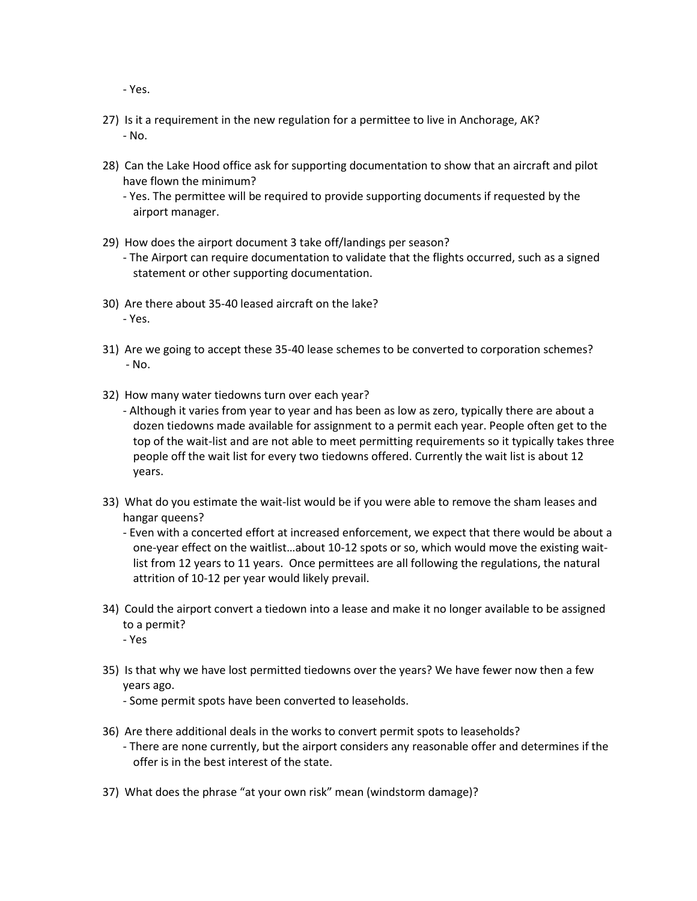- Yes.

27) Is it a requirement in the new regulation for a permittee to live in Anchorage, AK?
   - No.

28) Can the Lake Hood office ask for supporting documentation to show that an aircraft and pilot have flown the minimum?
   - Yes. The permittee will be required to provide supporting documents if requested by the airport manager.

29) How does the airport document 3 take off/landings per season?
   - The Airport can require documentation to validate that the flights occurred, such as a signed statement or other supporting documentation.

30) Are there about 35-40 leased aircraft on the lake?
   - Yes.

31) Are we going to accept these 35-40 lease schemes to be converted to corporation schemes?
   - No.

32) How many water tiedowns turn over each year?
   - Although it varies from year to year and has been as low as zero, typically there are about a dozen tiedowns made available for assignment to a permit each year. People often get to the top of the wait-list and are not able to meet permitting requirements so it typically takes three people off the wait list for every two tiedowns offered. Currently the wait list is about 12 years.

33) What do you estimate the wait-list would be if you were able to remove the sham leases and hangar queens?
   - Even with a concerted effort at increased enforcement, we expect that there would be about a one-year effect on the waitlist…about 10-12 spots or so, which would move the existing wait-list from 12 years to 11 years. Once permittees are all following the regulations, the natural attrition of 10-12 per year would likely prevail.

34) Could the airport convert a tiedown into a lease and make it no longer available to be assigned to a permit?
   - Yes

35) Is that why we have lost permitted tiedowns over the years? We have fewer now then a few years ago.
   - Some permit spots have been converted to leaseholds.

36) Are there additional deals in the works to convert permit spots to leaseholds?
   - There are none currently, but the airport considers any reasonable offer and determines if the offer is in the best interest of the state.

37) What does the phrase "at your own risk" mean (windstorm damage)?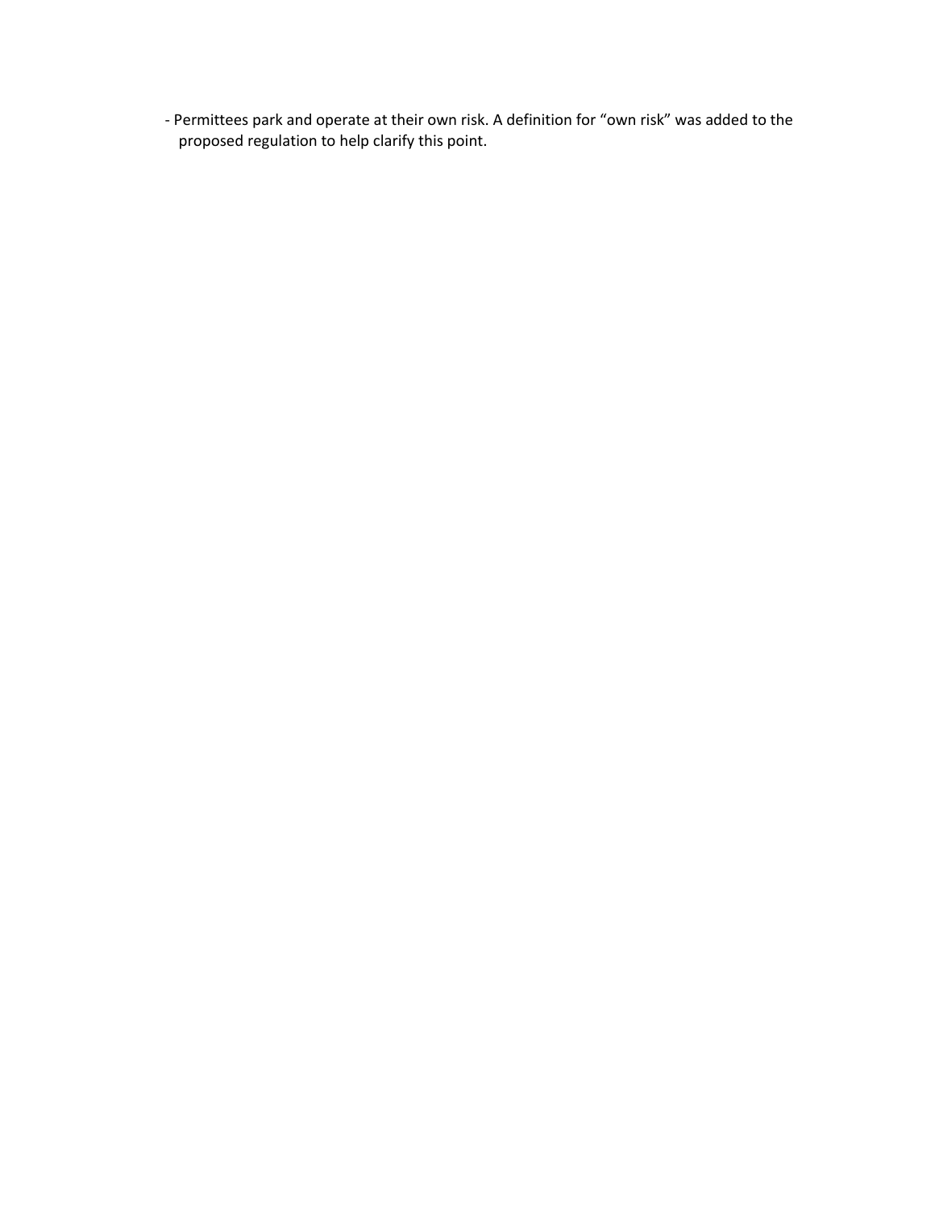- Permittees park and operate at their own risk. A definition for "own risk" was added to the proposed regulation to help clarify this point.